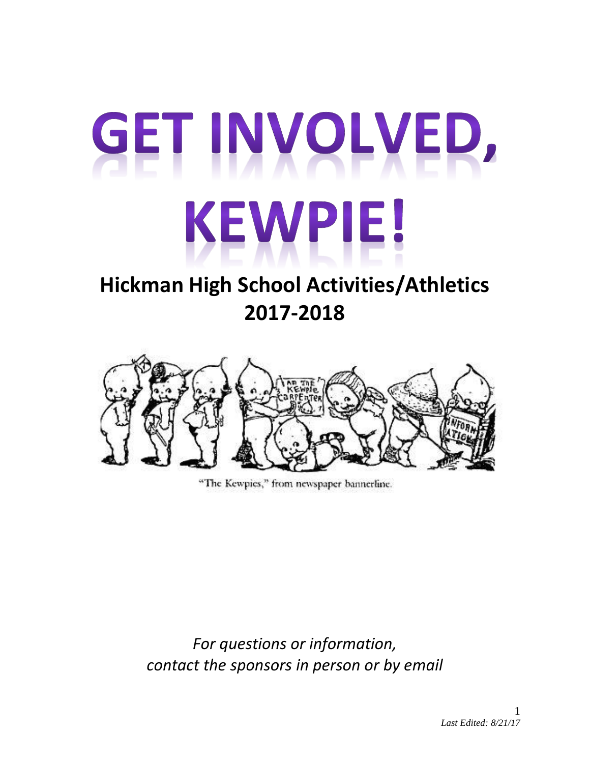# GET INVOLVED, KEWPIE!

## Hickman High School Activities/Athletics 2017-2018

"The Kewpies," from newspaper bannerline.

*For questions or information, contact the sponsors in person or by email*

*Last Edited: 8/21/17*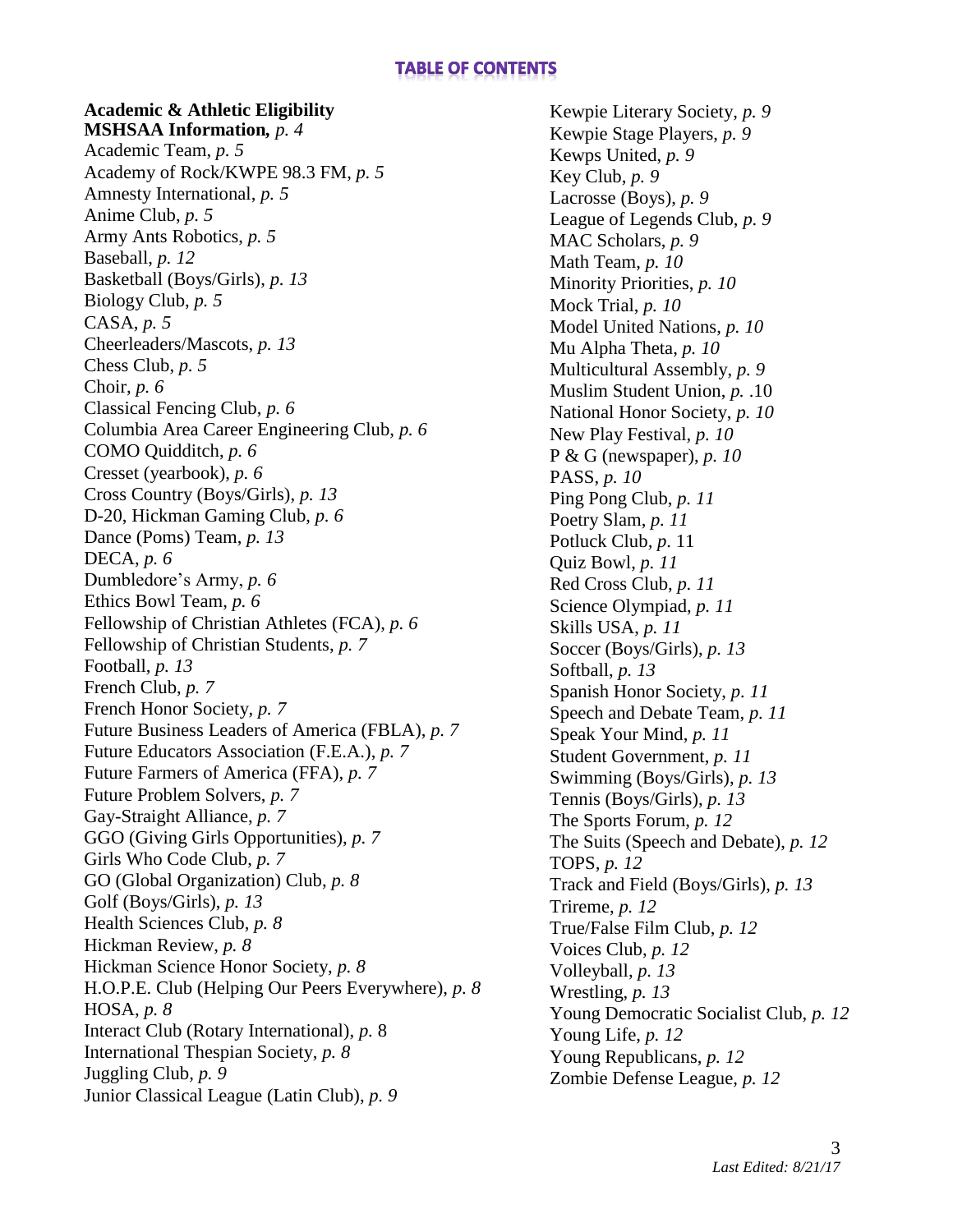# TABLE OF CONTENTS

**Academic & Athletic Eligibility MSHSAA Information,** *p. 4*
Academic Team, *p. 5*
Academy of Rock/KWPE 98.3 FM, *p. 5*
Amnesty International, *p. 5*
Anime Club, *p. 5*
Army Ants Robotics, *p. 5*
Baseball, *p. 12*
Basketball (Boys/Girls), *p. 13*
Biology Club, *p. 5*
CASA, *p. 5*
Cheerleaders/Mascots, *p. 13*
Chess Club, *p. 5*
Choir, *p. 6*
Classical Fencing Club, *p. 6*
Columbia Area Career Engineering Club, *p. 6*
COMO Quidditch, *p. 6*
Cresset (yearbook), *p. 6*
Cross Country (Boys/Girls), *p. 13*
D-20, Hickman Gaming Club, *p. 6*
Dance (Poms) Team, *p. 13*
DECA, *p. 6*
Dumbledore's Army, *p. 6*
Ethics Bowl Team, *p. 6*
Fellowship of Christian Athletes (FCA), *p. 6*
Fellowship of Christian Students, *p. 7*
Football, *p. 13*
French Club, *p. 7*
French Honor Society, *p. 7*
Future Business Leaders of America (FBLA), *p. 7*
Future Educators Association (F.E.A.), *p. 7*
Future Farmers of America (FFA), *p. 7*
Future Problem Solvers, *p. 7*
Gay-Straight Alliance, *p. 7*
GGO (Giving Girls Opportunities), *p. 7*
Girls Who Code Club, *p. 7*
GO (Global Organization) Club, *p. 8*
Golf (Boys/Girls), *p. 13*
Health Sciences Club, *p. 8*
Hickman Review, *p. 8*
Hickman Science Honor Society, *p. 8*
H.O.P.E. Club (Helping Our Peers Everywhere), *p. 8*
HOSA, *p. 8*
Interact Club (Rotary International), *p.* 8
International Thespian Society, *p. 8*
Juggling Club, *p. 9*
Junior Classical League (Latin Club), *p. 9*
Kewpie Literary Society, *p. 9*
Kewpie Stage Players, *p. 9*
Kewps United, *p. 9*
Key Club, *p. 9*
Lacrosse (Boys), *p. 9*
League of Legends Club, *p. 9*
MAC Scholars, *p. 9*
Math Team, *p. 10*
Minority Priorities, *p. 10*
Mock Trial, *p. 10*
Model United Nations, *p. 10*
Mu Alpha Theta, *p. 10*
Multicultural Assembly, *p. 9*
Muslim Student Union, *p.* .10
National Honor Society, *p. 10*
New Play Festival, *p. 10*
P & G (newspaper), *p. 10*
PASS, *p. 10*
Ping Pong Club, *p. 11*
Poetry Slam, *p. 11*
Potluck Club, *p.* 11
Quiz Bowl, *p. 11*
Red Cross Club, *p. 11*
Science Olympiad, *p. 11*
Skills USA, *p. 11*
Soccer (Boys/Girls), *p. 13*
Softball, *p. 13*
Spanish Honor Society, *p. 11*
Speech and Debate Team, *p. 11*
Speak Your Mind, *p. 11*
Student Government, *p. 11*
Swimming (Boys/Girls), *p. 13*
Tennis (Boys/Girls), *p. 13*
The Sports Forum, *p. 12*
The Suits (Speech and Debate), *p. 12*
TOPS, *p. 12*
Track and Field (Boys/Girls), *p. 13*
Trireme, *p. 12*
True/False Film Club, *p. 12*
Voices Club, *p. 12*
Volleyball, *p. 13*
Wrestling, *p. 13*
Young Democratic Socialist Club, *p. 12*
Young Life, *p. 12*
Young Republicans, *p. 12*
Zombie Defense League, *p. 12*

*Last Edited: 8/21/17*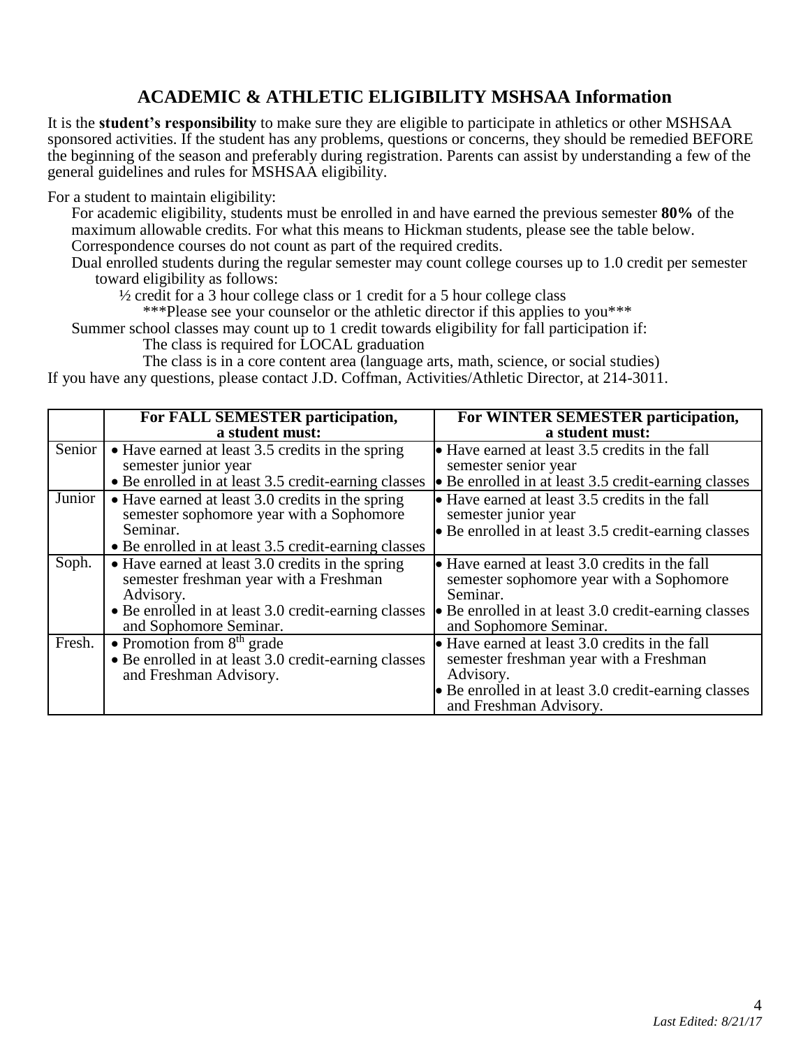## ACADEMIC & ATHLETIC ELIGIBILITY MSHSAA Information

It is the **student's responsibility** to make sure they are eligible to participate in athletics or other MSHSAA sponsored activities. If the student has any problems, questions or concerns, they should be remedied BEFORE the beginning of the season and preferably during registration. Parents can assist by understanding a few of the general guidelines and rules for MSHSAA eligibility.

For a student to maintain eligibility:

For academic eligibility, students must be enrolled in and have earned the previous semester **80%** of the maximum allowable credits. For what this means to Hickman students, please see the table below.

Correspondence courses do not count as part of the required credits.

Dual enrolled students during the regular semester may count college courses up to 1.0 credit per semester toward eligibility as follows:

½ credit for a 3 hour college class or 1 credit for a 5 hour college class

***Please see your counselor or the athletic director if this applies to you***

Summer school classes may count up to 1 credit towards eligibility for fall participation if:

The class is required for LOCAL graduation

The class is in a core content area (language arts, math, science, or social studies)

If you have any questions, please contact J.D. Coffman, Activities/Athletic Director, at 214-3011.

| | **For FALL SEMESTER participation, a student must:** | **For WINTER SEMESTER participation, a student must:** |
|---|---|---|
| Senior | • Have earned at least 3.5 credits in the spring semester junior year<br>• Be enrolled in at least 3.5 credit-earning classes | • Have earned at least 3.5 credits in the fall semester senior year<br>• Be enrolled in at least 3.5 credit-earning classes |
| Junior | • Have earned at least 3.0 credits in the spring semester sophomore year with a Sophomore Seminar.<br>• Be enrolled in at least 3.5 credit-earning classes | • Have earned at least 3.5 credits in the fall semester junior year<br>• Be enrolled in at least 3.5 credit-earning classes |
| Soph. | • Have earned at least 3.0 credits in the spring semester freshman year with a Freshman Advisory.<br>• Be enrolled in at least 3.0 credit-earning classes and Sophomore Seminar. | • Have earned at least 3.0 credits in the fall semester sophomore year with a Sophomore Seminar.<br>• Be enrolled in at least 3.0 credit-earning classes and Sophomore Seminar. |
| Fresh. | • Promotion from 8th grade<br>• Be enrolled in at least 3.0 credit-earning classes and Freshman Advisory. | • Have earned at least 3.0 credits in the fall semester freshman year with a Freshman Advisory.<br>• Be enrolled in at least 3.0 credit-earning classes and Freshman Advisory. |

*Last Edited: 8/21/17*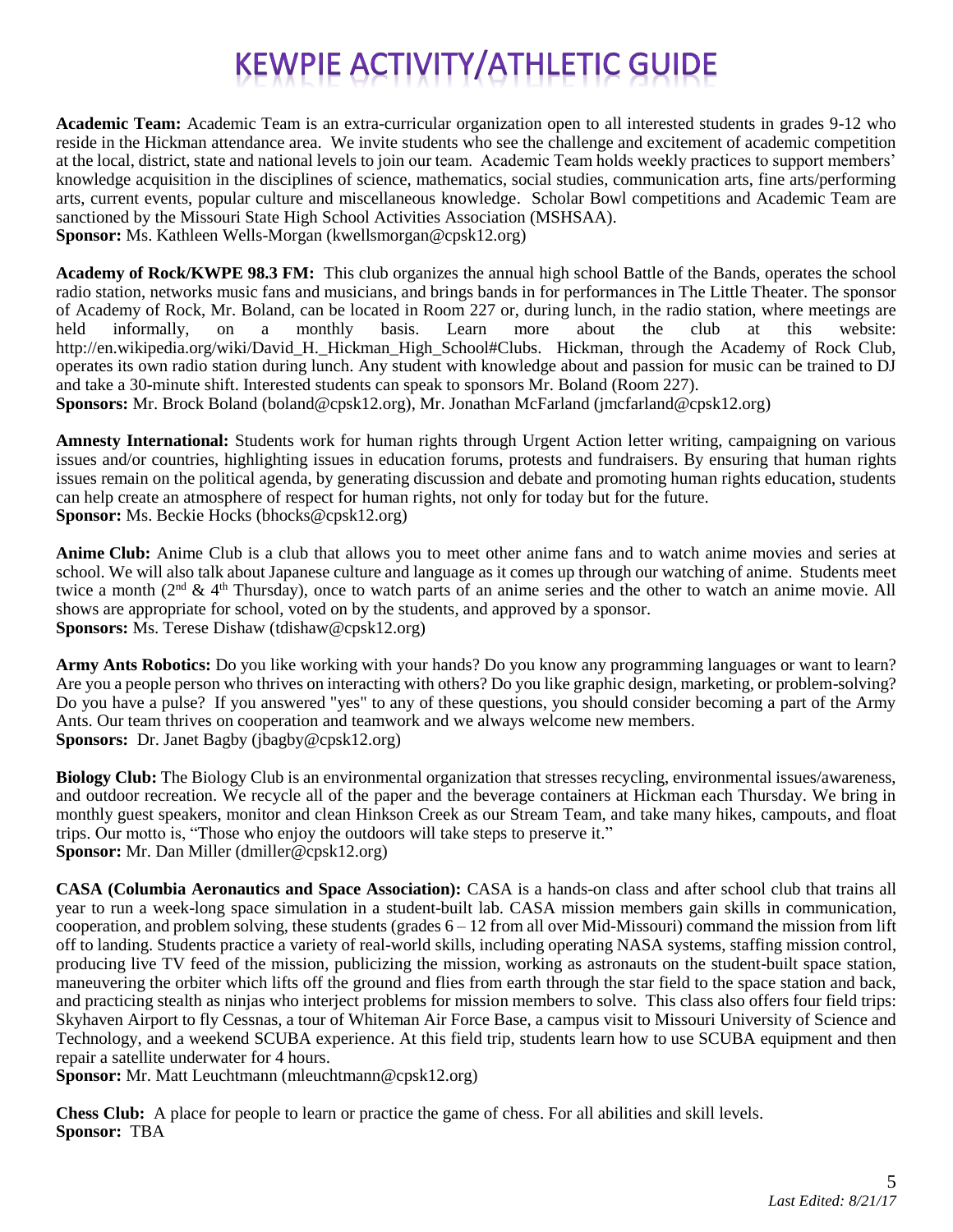# KEWPIE ACTIVITY/ATHLETIC GUIDE

**Academic Team:** Academic Team is an extra-curricular organization open to all interested students in grades 9-12 who reside in the Hickman attendance area. We invite students who see the challenge and excitement of academic competition at the local, district, state and national levels to join our team. Academic Team holds weekly practices to support members' knowledge acquisition in the disciplines of science, mathematics, social studies, communication arts, fine arts/performing arts, current events, popular culture and miscellaneous knowledge. Scholar Bowl competitions and Academic Team are sanctioned by the Missouri State High School Activities Association (MSHSAA).
**Sponsor:** Ms. Kathleen Wells-Morgan (kwellsmorgan@cpsk12.org)

**Academy of Rock/KWPE 98.3 FM:** This club organizes the annual high school Battle of the Bands, operates the school radio station, networks music fans and musicians, and brings bands in for performances in The Little Theater. The sponsor of Academy of Rock, Mr. Boland, can be located in Room 227 or, during lunch, in the radio station, where meetings are held informally, on a monthly basis. Learn more about the club at this website: http://en.wikipedia.org/wiki/David_H._Hickman_High_School#Clubs. Hickman, through the Academy of Rock Club, operates its own radio station during lunch. Any student with knowledge about and passion for music can be trained to DJ and take a 30-minute shift. Interested students can speak to sponsors Mr. Boland (Room 227).
**Sponsors:** Mr. Brock Boland (boland@cpsk12.org), Mr. Jonathan McFarland (jmcfarland@cpsk12.org)

**Amnesty International:** Students work for human rights through Urgent Action letter writing, campaigning on various issues and/or countries, highlighting issues in education forums, protests and fundraisers. By ensuring that human rights issues remain on the political agenda, by generating discussion and debate and promoting human rights education, students can help create an atmosphere of respect for human rights, not only for today but for the future.
**Sponsor:** Ms. Beckie Hocks (bhocks@cpsk12.org)

**Anime Club:** Anime Club is a club that allows you to meet other anime fans and to watch anime movies and series at school. We will also talk about Japanese culture and language as it comes up through our watching of anime. Students meet twice a month (2nd & 4th Thursday), once to watch parts of an anime series and the other to watch an anime movie. All shows are appropriate for school, voted on by the students, and approved by a sponsor.
**Sponsors:** Ms. Terese Dishaw (tdishaw@cpsk12.org)

**Army Ants Robotics:** Do you like working with your hands? Do you know any programming languages or want to learn? Are you a people person who thrives on interacting with others? Do you like graphic design, marketing, or problem-solving? Do you have a pulse? If you answered "yes" to any of these questions, you should consider becoming a part of the Army Ants. Our team thrives on cooperation and teamwork and we always welcome new members.
**Sponsors:** Dr. Janet Bagby (jbagby@cpsk12.org)

**Biology Club:** The Biology Club is an environmental organization that stresses recycling, environmental issues/awareness, and outdoor recreation. We recycle all of the paper and the beverage containers at Hickman each Thursday. We bring in monthly guest speakers, monitor and clean Hinkson Creek as our Stream Team, and take many hikes, campouts, and float trips. Our motto is, "Those who enjoy the outdoors will take steps to preserve it."
**Sponsor:** Mr. Dan Miller (dmiller@cpsk12.org)

**CASA (Columbia Aeronautics and Space Association):** CASA is a hands-on class and after school club that trains all year to run a week-long space simulation in a student-built lab. CASA mission members gain skills in communication, cooperation, and problem solving, these students (grades 6 – 12 from all over Mid-Missouri) command the mission from lift off to landing. Students practice a variety of real-world skills, including operating NASA systems, staffing mission control, producing live TV feed of the mission, publicizing the mission, working as astronauts on the student-built space station, maneuvering the orbiter which lifts off the ground and flies from earth through the star field to the space station and back, and practicing stealth as ninjas who interject problems for mission members to solve. This class also offers four field trips: Skyhaven Airport to fly Cessnas, a tour of Whiteman Air Force Base, a campus visit to Missouri University of Science and Technology, and a weekend SCUBA experience. At this field trip, students learn how to use SCUBA equipment and then repair a satellite underwater for 4 hours.
**Sponsor:** Mr. Matt Leuchtmann (mleuchtmann@cpsk12.org)

**Chess Club:** A place for people to learn or practice the game of chess. For all abilities and skill levels.
**Sponsor:** TBA

*Last Edited: 8/21/17*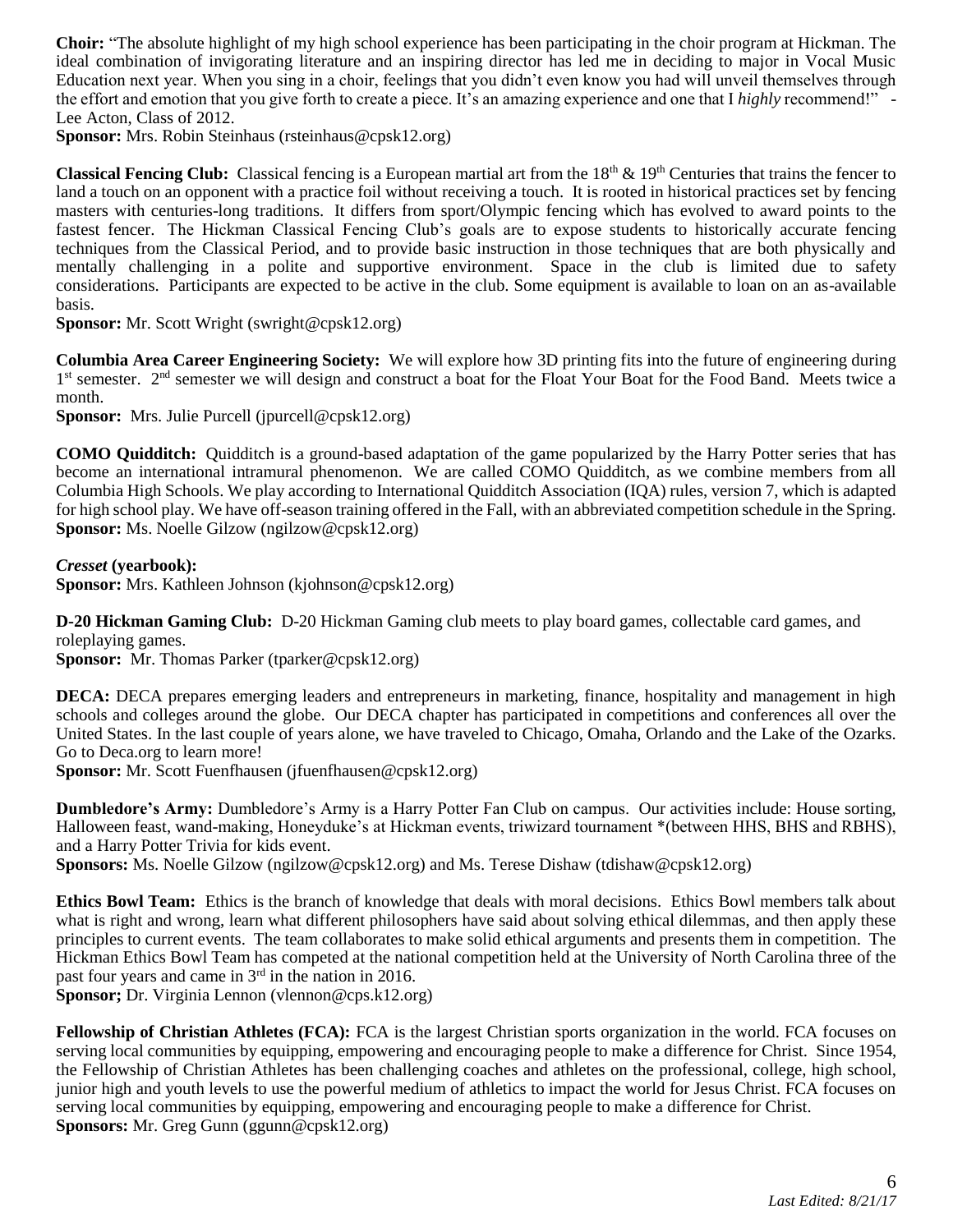**Choir:** "The absolute highlight of my high school experience has been participating in the choir program at Hickman. The ideal combination of invigorating literature and an inspiring director has led me in deciding to major in Vocal Music Education next year. When you sing in a choir, feelings that you didn't even know you had will unveil themselves through the effort and emotion that you give forth to create a piece. It's an amazing experience and one that I *highly* recommend!" - Lee Acton, Class of 2012.
**Sponsor:** Mrs. Robin Steinhaus (rsteinhaus@cpsk12.org)

**Classical Fencing Club:** Classical fencing is a European martial art from the 18th & 19th Centuries that trains the fencer to land a touch on an opponent with a practice foil without receiving a touch. It is rooted in historical practices set by fencing masters with centuries-long traditions. It differs from sport/Olympic fencing which has evolved to award points to the fastest fencer. The Hickman Classical Fencing Club's goals are to expose students to historically accurate fencing techniques from the Classical Period, and to provide basic instruction in those techniques that are both physically and mentally challenging in a polite and supportive environment. Space in the club is limited due to safety considerations. Participants are expected to be active in the club. Some equipment is available to loan on an as-available basis.
**Sponsor:** Mr. Scott Wright (swright@cpsk12.org)

**Columbia Area Career Engineering Society:** We will explore how 3D printing fits into the future of engineering during 1st semester. 2nd semester we will design and construct a boat for the Float Your Boat for the Food Band. Meets twice a month.
**Sponsor:** Mrs. Julie Purcell (jpurcell@cpsk12.org)

**COMO Quidditch:** Quidditch is a ground-based adaptation of the game popularized by the Harry Potter series that has become an international intramural phenomenon. We are called COMO Quidditch, as we combine members from all Columbia High Schools. We play according to International Quidditch Association (IQA) rules, version 7, which is adapted for high school play. We have off-season training offered in the Fall, with an abbreviated competition schedule in the Spring.
**Sponsor:** Ms. Noelle Gilzow (ngilzow@cpsk12.org)

***Cresset* (yearbook):**
**Sponsor:** Mrs. Kathleen Johnson (kjohnson@cpsk12.org)

**D-20 Hickman Gaming Club:** D-20 Hickman Gaming club meets to play board games, collectable card games, and roleplaying games.
**Sponsor:** Mr. Thomas Parker (tparker@cpsk12.org)

**DECA:** DECA prepares emerging leaders and entrepreneurs in marketing, finance, hospitality and management in high schools and colleges around the globe. Our DECA chapter has participated in competitions and conferences all over the United States. In the last couple of years alone, we have traveled to Chicago, Omaha, Orlando and the Lake of the Ozarks. Go to Deca.org to learn more!
**Sponsor:** Mr. Scott Fuenfhausen (jfuenfhausen@cpsk12.org)

**Dumbledore's Army:** Dumbledore's Army is a Harry Potter Fan Club on campus. Our activities include: House sorting, Halloween feast, wand-making, Honeyduke's at Hickman events, triwizard tournament *(between HHS, BHS and RBHS), and a Harry Potter Trivia for kids event.
**Sponsors:** Ms. Noelle Gilzow (ngilzow@cpsk12.org) and Ms. Terese Dishaw (tdishaw@cpsk12.org)

**Ethics Bowl Team:** Ethics is the branch of knowledge that deals with moral decisions. Ethics Bowl members talk about what is right and wrong, learn what different philosophers have said about solving ethical dilemmas, and then apply these principles to current events. The team collaborates to make solid ethical arguments and presents them in competition. The Hickman Ethics Bowl Team has competed at the national competition held at the University of North Carolina three of the past four years and came in 3rd in the nation in 2016.
**Sponsor;** Dr. Virginia Lennon (vlennon@cps.k12.org)

**Fellowship of Christian Athletes (FCA):** FCA is the largest Christian sports organization in the world. FCA focuses on serving local communities by equipping, empowering and encouraging people to make a difference for Christ. Since 1954, the Fellowship of Christian Athletes has been challenging coaches and athletes on the professional, college, high school, junior high and youth levels to use the powerful medium of athletics to impact the world for Jesus Christ. FCA focuses on serving local communities by equipping, empowering and encouraging people to make a difference for Christ.
**Sponsors:** Mr. Greg Gunn (ggunn@cpsk12.org)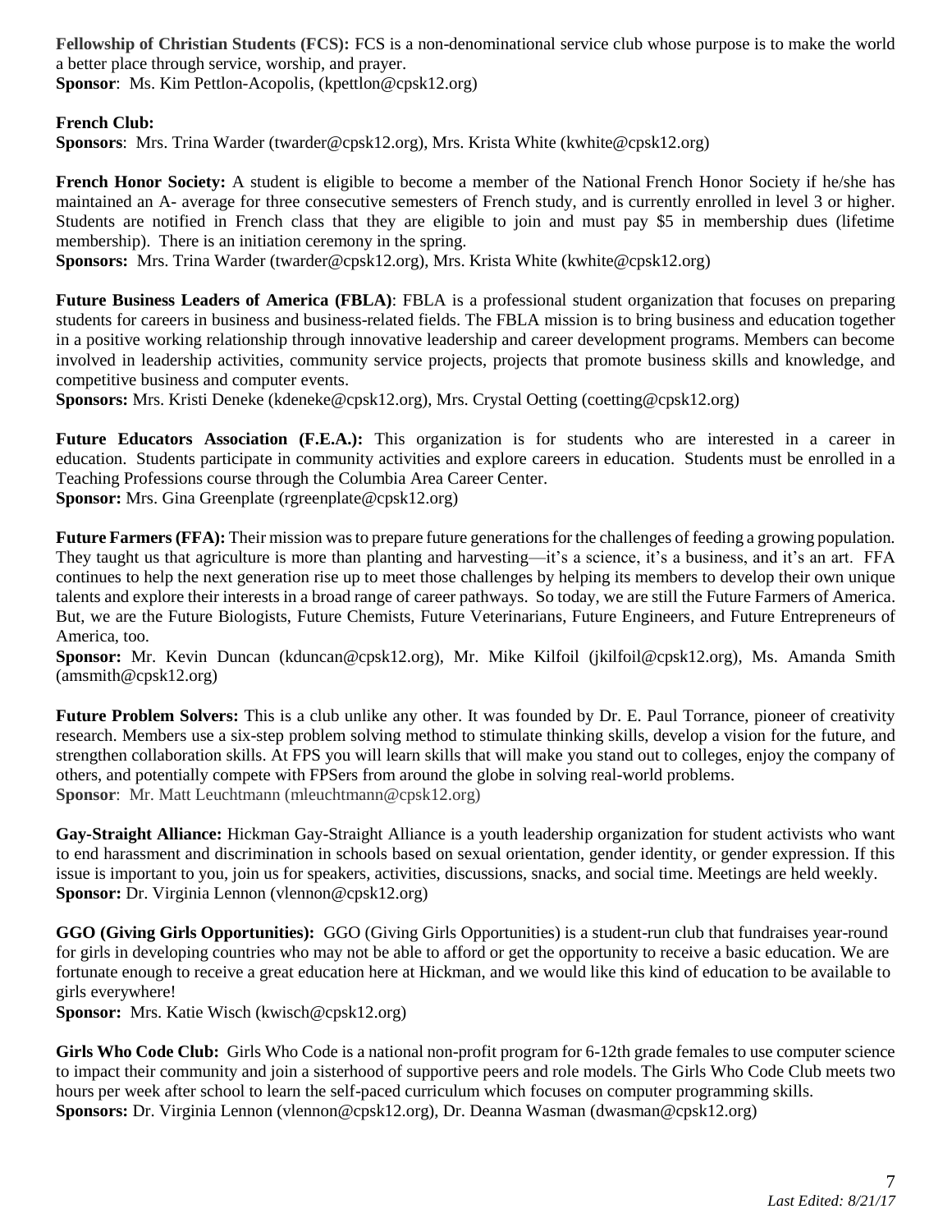**Fellowship of Christian Students (FCS):** FCS is a non-denominational service club whose purpose is to make the world a better place through service, worship, and prayer.
**Sponsor**: Ms. Kim Pettlon-Acopolis, (kpettlon@cpsk12.org)

**French Club:**
**Sponsors**: Mrs. Trina Warder (twarder@cpsk12.org), Mrs. Krista White (kwhite@cpsk12.org)

**French Honor Society:** A student is eligible to become a member of the National French Honor Society if he/she has maintained an A- average for three consecutive semesters of French study, and is currently enrolled in level 3 or higher. Students are notified in French class that they are eligible to join and must pay $5 in membership dues (lifetime membership). There is an initiation ceremony in the spring.
**Sponsors:** Mrs. Trina Warder (twarder@cpsk12.org), Mrs. Krista White (kwhite@cpsk12.org)

**Future Business Leaders of America (FBLA)**: FBLA is a professional student organization that focuses on preparing students for careers in business and business-related fields. The FBLA mission is to bring business and education together in a positive working relationship through innovative leadership and career development programs. Members can become involved in leadership activities, community service projects, projects that promote business skills and knowledge, and competitive business and computer events.
**Sponsors:** Mrs. Kristi Deneke (kdeneke@cpsk12.org), Mrs. Crystal Oetting (coetting@cpsk12.org)

**Future Educators Association (F.E.A.):** This organization is for students who are interested in a career in education. Students participate in community activities and explore careers in education. Students must be enrolled in a Teaching Professions course through the Columbia Area Career Center.
**Sponsor:** Mrs. Gina Greenplate (rgreenplate@cpsk12.org)

**Future Farmers (FFA):** Their mission was to prepare future generations for the challenges of feeding a growing population. They taught us that agriculture is more than planting and harvesting—it's a science, it's a business, and it's an art. FFA continues to help the next generation rise up to meet those challenges by helping its members to develop their own unique talents and explore their interests in a broad range of career pathways. So today, we are still the Future Farmers of America. But, we are the Future Biologists, Future Chemists, Future Veterinarians, Future Engineers, and Future Entrepreneurs of America, too.
**Sponsor:** Mr. Kevin Duncan (kduncan@cpsk12.org), Mr. Mike Kilfoil (jkilfoil@cpsk12.org), Ms. Amanda Smith (amsmith@cpsk12.org)

**Future Problem Solvers:** This is a club unlike any other. It was founded by Dr. E. Paul Torrance, pioneer of creativity research. Members use a six-step problem solving method to stimulate thinking skills, develop a vision for the future, and strengthen collaboration skills. At FPS you will learn skills that will make you stand out to colleges, enjoy the company of others, and potentially compete with FPSers from around the globe in solving real-world problems.
**Sponsor**: Mr. Matt Leuchtmann (mleuchtmann@cpsk12.org)

**Gay-Straight Alliance:** Hickman Gay-Straight Alliance is a youth leadership organization for student activists who want to end harassment and discrimination in schools based on sexual orientation, gender identity, or gender expression. If this issue is important to you, join us for speakers, activities, discussions, snacks, and social time. Meetings are held weekly.
**Sponsor:** Dr. Virginia Lennon (vlennon@cpsk12.org)

**GGO (Giving Girls Opportunities):** GGO (Giving Girls Opportunities) is a student-run club that fundraises year-round for girls in developing countries who may not be able to afford or get the opportunity to receive a basic education. We are fortunate enough to receive a great education here at Hickman, and we would like this kind of education to be available to girls everywhere!
**Sponsor:** Mrs. Katie Wisch (kwisch@cpsk12.org)

**Girls Who Code Club:** Girls Who Code is a national non-profit program for 6-12th grade females to use computer science to impact their community and join a sisterhood of supportive peers and role models. The Girls Who Code Club meets two hours per week after school to learn the self-paced curriculum which focuses on computer programming skills.
**Sponsors:** Dr. Virginia Lennon (vlennon@cpsk12.org), Dr. Deanna Wasman (dwasman@cpsk12.org)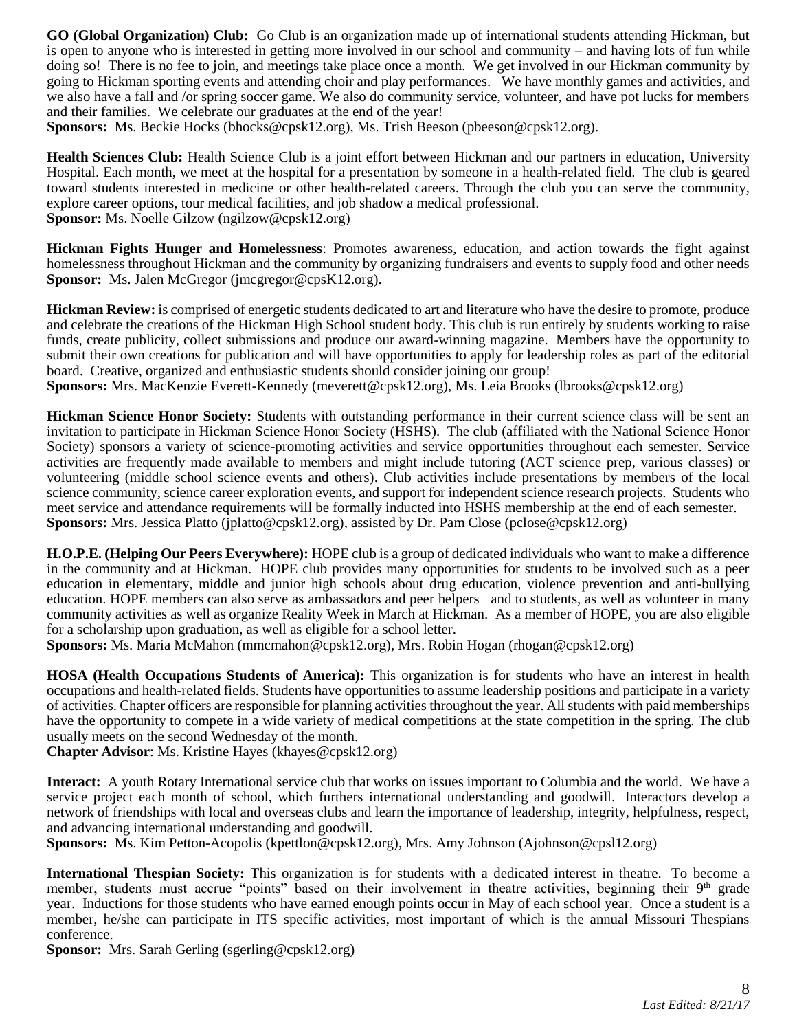**GO (Global Organization) Club:** Go Club is an organization made up of international students attending Hickman, but is open to anyone who is interested in getting more involved in our school and community – and having lots of fun while doing so! There is no fee to join, and meetings take place once a month. We get involved in our Hickman community by going to Hickman sporting events and attending choir and play performances. We have monthly games and activities, and we also have a fall and /or spring soccer game. We also do community service, volunteer, and have pot lucks for members and their families. We celebrate our graduates at the end of the year!
**Sponsors:** Ms. Beckie Hocks (bhocks@cpsk12.org), Ms. Trish Beeson (pbeeson@cpsk12.org).

**Health Sciences Club:** Health Science Club is a joint effort between Hickman and our partners in education, University Hospital. Each month, we meet at the hospital for a presentation by someone in a health-related field. The club is geared toward students interested in medicine or other health-related careers. Through the club you can serve the community, explore career options, tour medical facilities, and job shadow a medical professional.
**Sponsor:** Ms. Noelle Gilzow (ngilzow@cpsk12.org)

**Hickman Fights Hunger and Homelessness**: Promotes awareness, education, and action towards the fight against homelessness throughout Hickman and the community by organizing fundraisers and events to supply food and other needs
**Sponsor:** Ms. Jalen McGregor (jmcgregor@cpsK12.org).

**Hickman Review:** is comprised of energetic students dedicated to art and literature who have the desire to promote, produce and celebrate the creations of the Hickman High School student body. This club is run entirely by students working to raise funds, create publicity, collect submissions and produce our award-winning magazine. Members have the opportunity to submit their own creations for publication and will have opportunities to apply for leadership roles as part of the editorial board. Creative, organized and enthusiastic students should consider joining our group!
**Sponsors:** Mrs. MacKenzie Everett-Kennedy (meverett@cpsk12.org), Ms. Leia Brooks (lbrooks@cpsk12.org)

**Hickman Science Honor Society:** Students with outstanding performance in their current science class will be sent an invitation to participate in Hickman Science Honor Society (HSHS). The club (affiliated with the National Science Honor Society) sponsors a variety of science-promoting activities and service opportunities throughout each semester. Service activities are frequently made available to members and might include tutoring (ACT science prep, various classes) or volunteering (middle school science events and others). Club activities include presentations by members of the local science community, science career exploration events, and support for independent science research projects. Students who meet service and attendance requirements will be formally inducted into HSHS membership at the end of each semester.
**Sponsors:** Mrs. Jessica Platto (jplatto@cpsk12.org), assisted by Dr. Pam Close (pclose@cpsk12.org)

**H.O.P.E. (Helping Our Peers Everywhere):** HOPE club is a group of dedicated individuals who want to make a difference in the community and at Hickman. HOPE club provides many opportunities for students to be involved such as a peer education in elementary, middle and junior high schools about drug education, violence prevention and anti-bullying education. HOPE members can also serve as ambassadors and peer helpers and to students, as well as volunteer in many community activities as well as organize Reality Week in March at Hickman. As a member of HOPE, you are also eligible for a scholarship upon graduation, as well as eligible for a school letter.
**Sponsors:** Ms. Maria McMahon (mmcmahon@cpsk12.org), Mrs. Robin Hogan (rhogan@cpsk12.org)

**HOSA (Health Occupations Students of America):** This organization is for students who have an interest in health occupations and health-related fields. Students have opportunities to assume leadership positions and participate in a variety of activities. Chapter officers are responsible for planning activities throughout the year. All students with paid memberships have the opportunity to compete in a wide variety of medical competitions at the state competition in the spring. The club usually meets on the second Wednesday of the month.
**Chapter Advisor**: Ms. Kristine Hayes (khayes@cpsk12.org)

**Interact:** A youth Rotary International service club that works on issues important to Columbia and the world. We have a service project each month of school, which furthers international understanding and goodwill. Interactors develop a network of friendships with local and overseas clubs and learn the importance of leadership, integrity, helpfulness, respect, and advancing international understanding and goodwill.
**Sponsors:** Ms. Kim Petton-Acopolis (kpettlon@cpsk12.org), Mrs. Amy Johnson (Ajohnson@cpsl12.org)

**International Thespian Society:** This organization is for students with a dedicated interest in theatre. To become a member, students must accrue "points" based on their involvement in theatre activities, beginning their 9th grade year. Inductions for those students who have earned enough points occur in May of each school year. Once a student is a member, he/she can participate in ITS specific activities, most important of which is the annual Missouri Thespians conference.
**Sponsor:** Mrs. Sarah Gerling (sgerling@cpsk12.org)

*Last Edited: 8/21/17*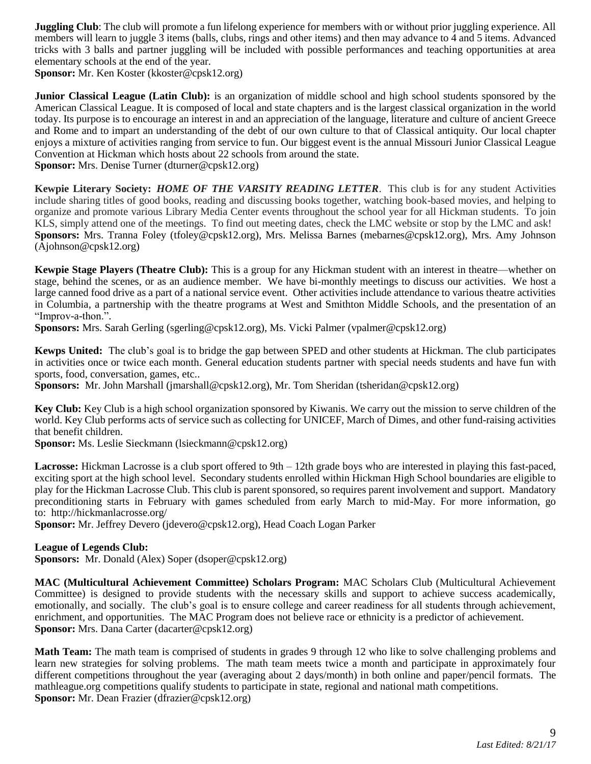**Juggling Club**: The club will promote a fun lifelong experience for members with or without prior juggling experience. All members will learn to juggle 3 items (balls, clubs, rings and other items) and then may advance to 4 and 5 items. Advanced tricks with 3 balls and partner juggling will be included with possible performances and teaching opportunities at area elementary schools at the end of the year.
**Sponsor:** Mr. Ken Koster (kkoster@cpsk12.org)

**Junior Classical League (Latin Club):** is an organization of middle school and high school students sponsored by the American Classical League. It is composed of local and state chapters and is the largest classical organization in the world today. Its purpose is to encourage an interest in and an appreciation of the language, literature and culture of ancient Greece and Rome and to impart an understanding of the debt of our own culture to that of Classical antiquity. Our local chapter enjoys a mixture of activities ranging from service to fun. Our biggest event is the annual Missouri Junior Classical League Convention at Hickman which hosts about 22 schools from around the state.
**Sponsor:** Mrs. Denise Turner (dturner@cpsk12.org)

**Kewpie Literary Society:** ***HOME OF THE VARSITY READING LETTER***. This club is for any student Activities include sharing titles of good books, reading and discussing books together, watching book-based movies, and helping to organize and promote various Library Media Center events throughout the school year for all Hickman students. To join KLS, simply attend one of the meetings. To find out meeting dates, check the LMC website or stop by the LMC and ask!
**Sponsors:** Mrs. Tranna Foley (tfoley@cpsk12.org), Mrs. Melissa Barnes (mebarnes@cpsk12.org), Mrs. Amy Johnson (Ajohnson@cpsk12.org)

**Kewpie Stage Players (Theatre Club):** This is a group for any Hickman student with an interest in theatre—whether on stage, behind the scenes, or as an audience member. We have bi-monthly meetings to discuss our activities. We host a large canned food drive as a part of a national service event. Other activities include attendance to various theatre activities in Columbia, a partnership with the theatre programs at West and Smithton Middle Schools, and the presentation of an "Improv-a-thon.".
**Sponsors:** Mrs. Sarah Gerling (sgerling@cpsk12.org), Ms. Vicki Palmer (vpalmer@cpsk12.org)

**Kewps United:** The club's goal is to bridge the gap between SPED and other students at Hickman. The club participates in activities once or twice each month. General education students partner with special needs students and have fun with sports, food, conversation, games, etc..
**Sponsors:** Mr. John Marshall (jmarshall@cpsk12.org), Mr. Tom Sheridan (tsheridan@cpsk12.org)

**Key Club:** Key Club is a high school organization sponsored by Kiwanis. We carry out the mission to serve children of the world. Key Club performs acts of service such as collecting for UNICEF, March of Dimes, and other fund-raising activities that benefit children.
**Sponsor:** Ms. Leslie Sieckmann (lsieckmann@cpsk12.org)

**Lacrosse:** Hickman Lacrosse is a club sport offered to 9th – 12th grade boys who are interested in playing this fast-paced, exciting sport at the high school level. Secondary students enrolled within Hickman High School boundaries are eligible to play for the Hickman Lacrosse Club. This club is parent sponsored, so requires parent involvement and support. Mandatory preconditioning starts in February with games scheduled from early March to mid-May. For more information, go to: http://hickmanlacrosse.org/
**Sponsor:** Mr. Jeffrey Devero (jdevero@cpsk12.org), Head Coach Logan Parker

**League of Legends Club:**
**Sponsors:** Mr. Donald (Alex) Soper (dsoper@cpsk12.org)

**MAC (Multicultural Achievement Committee) Scholars Program:** MAC Scholars Club (Multicultural Achievement Committee) is designed to provide students with the necessary skills and support to achieve success academically, emotionally, and socially. The club's goal is to ensure college and career readiness for all students through achievement, enrichment, and opportunities. The MAC Program does not believe race or ethnicity is a predictor of achievement.
**Sponsor:** Mrs. Dana Carter (dacarter@cpsk12.org)

**Math Team:** The math team is comprised of students in grades 9 through 12 who like to solve challenging problems and learn new strategies for solving problems. The math team meets twice a month and participate in approximately four different competitions throughout the year (averaging about 2 days/month) in both online and paper/pencil formats. The mathleague.org competitions qualify students to participate in state, regional and national math competitions.
**Sponsor:** Mr. Dean Frazier (dfrazier@cpsk12.org)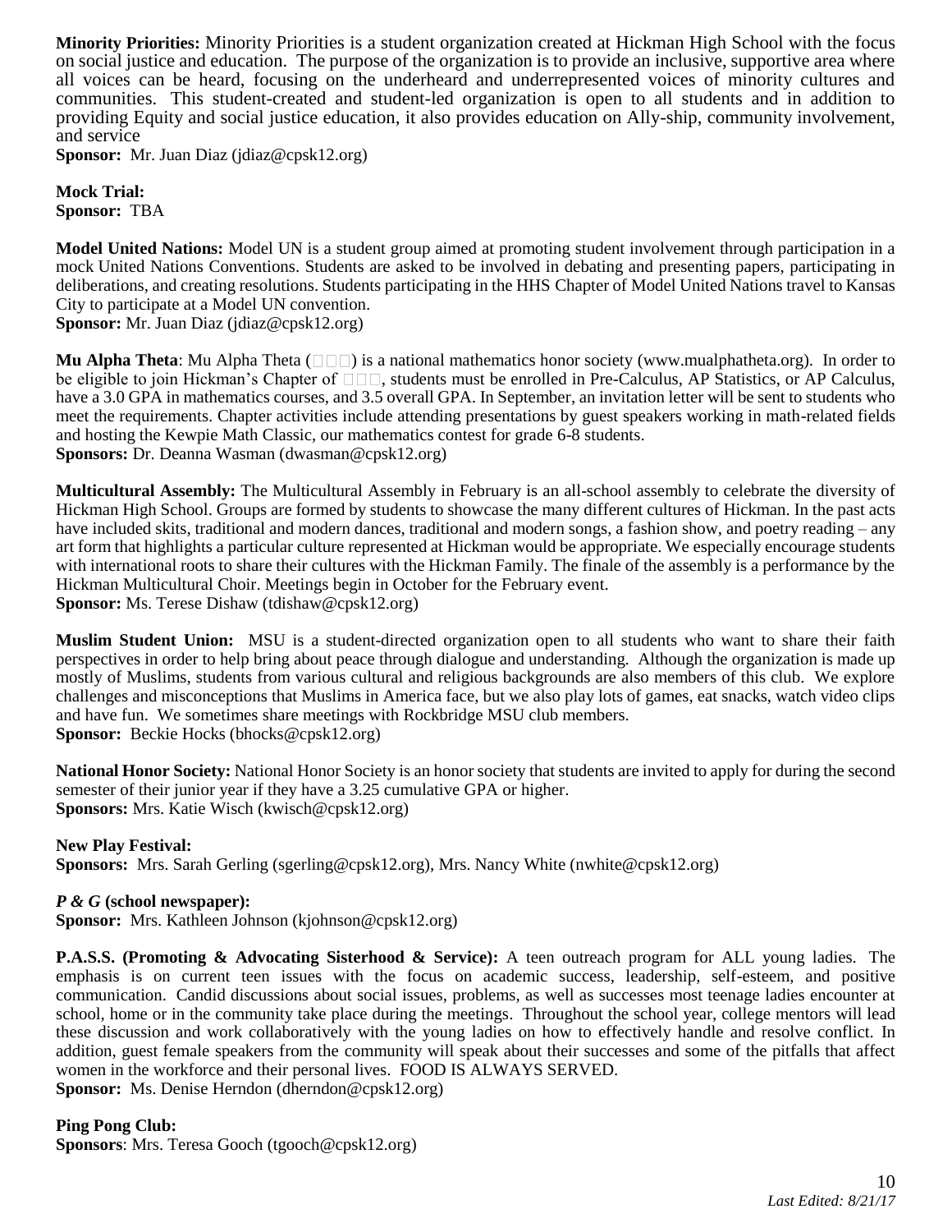**Minority Priorities:** Minority Priorities is a student organization created at Hickman High School with the focus on social justice and education. The purpose of the organization is to provide an inclusive, supportive area where all voices can be heard, focusing on the underheard and underrepresented voices of minority cultures and communities. This student-created and student-led organization is open to all students and in addition to providing Equity and social justice education, it also provides education on Ally-ship, community involvement, and service
**Sponsor:** Mr. Juan Diaz (jdiaz@cpsk12.org)

**Mock Trial:**
**Sponsor:** TBA

**Model United Nations:** Model UN is a student group aimed at promoting student involvement through participation in a mock United Nations Conventions. Students are asked to be involved in debating and presenting papers, participating in deliberations, and creating resolutions. Students participating in the HHS Chapter of Model United Nations travel to Kansas City to participate at a Model UN convention.
**Sponsor:** Mr. Juan Diaz (jdiaz@cpsk12.org)

**Mu Alpha Theta**: Mu Alpha Theta (□□□) is a national mathematics honor society (www.mualphatheta.org). In order to be eligible to join Hickman's Chapter of □□□, students must be enrolled in Pre-Calculus, AP Statistics, or AP Calculus, have a 3.0 GPA in mathematics courses, and 3.5 overall GPA. In September, an invitation letter will be sent to students who meet the requirements. Chapter activities include attending presentations by guest speakers working in math-related fields and hosting the Kewpie Math Classic, our mathematics contest for grade 6-8 students.
**Sponsors:** Dr. Deanna Wasman (dwasman@cpsk12.org)

**Multicultural Assembly:** The Multicultural Assembly in February is an all-school assembly to celebrate the diversity of Hickman High School. Groups are formed by students to showcase the many different cultures of Hickman. In the past acts have included skits, traditional and modern dances, traditional and modern songs, a fashion show, and poetry reading – any art form that highlights a particular culture represented at Hickman would be appropriate. We especially encourage students with international roots to share their cultures with the Hickman Family. The finale of the assembly is a performance by the Hickman Multicultural Choir. Meetings begin in October for the February event.
**Sponsor:** Ms. Terese Dishaw (tdishaw@cpsk12.org)

**Muslim Student Union:** MSU is a student-directed organization open to all students who want to share their faith perspectives in order to help bring about peace through dialogue and understanding. Although the organization is made up mostly of Muslims, students from various cultural and religious backgrounds are also members of this club. We explore challenges and misconceptions that Muslims in America face, but we also play lots of games, eat snacks, watch video clips and have fun. We sometimes share meetings with Rockbridge MSU club members.
**Sponsor:** Beckie Hocks (bhocks@cpsk12.org)

**National Honor Society:** National Honor Society is an honor society that students are invited to apply for during the second semester of their junior year if they have a 3.25 cumulative GPA or higher.
**Sponsors:** Mrs. Katie Wisch (kwisch@cpsk12.org)

**New Play Festival:**
**Sponsors:** Mrs. Sarah Gerling (sgerling@cpsk12.org), Mrs. Nancy White (nwhite@cpsk12.org)

***P & G* (school newspaper):**
**Sponsor:** Mrs. Kathleen Johnson (kjohnson@cpsk12.org)

**P.A.S.S. (Promoting & Advocating Sisterhood & Service):** A teen outreach program for ALL young ladies. The emphasis is on current teen issues with the focus on academic success, leadership, self-esteem, and positive communication. Candid discussions about social issues, problems, as well as successes most teenage ladies encounter at school, home or in the community take place during the meetings. Throughout the school year, college mentors will lead these discussion and work collaboratively with the young ladies on how to effectively handle and resolve conflict. In addition, guest female speakers from the community will speak about their successes and some of the pitfalls that affect women in the workforce and their personal lives. FOOD IS ALWAYS SERVED.
**Sponsor:** Ms. Denise Herndon (dherndon@cpsk12.org)

**Ping Pong Club:**
**Sponsors**: Mrs. Teresa Gooch (tgooch@cpsk12.org)

*Last Edited: 8/21/17*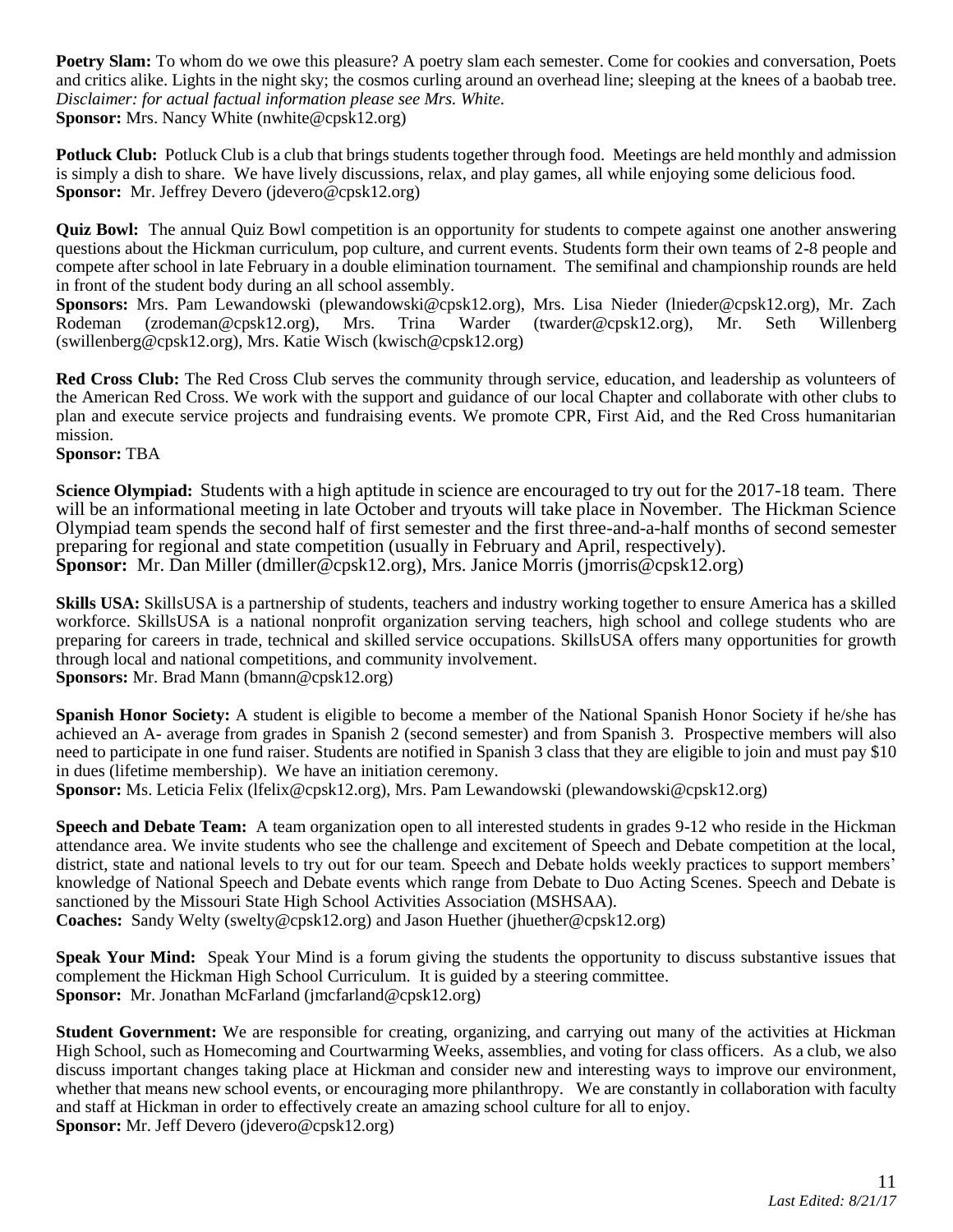**Poetry Slam:** To whom do we owe this pleasure? A poetry slam each semester. Come for cookies and conversation, Poets and critics alike. Lights in the night sky; the cosmos curling around an overhead line; sleeping at the knees of a baobab tree. *Disclaimer: for actual factual information please see Mrs. White.*
**Sponsor:** Mrs. Nancy White (nwhite@cpsk12.org)

**Potluck Club:** Potluck Club is a club that brings students together through food. Meetings are held monthly and admission is simply a dish to share. We have lively discussions, relax, and play games, all while enjoying some delicious food.
**Sponsor:** Mr. Jeffrey Devero (jdevero@cpsk12.org)

**Quiz Bowl:** The annual Quiz Bowl competition is an opportunity for students to compete against one another answering questions about the Hickman curriculum, pop culture, and current events. Students form their own teams of 2-8 people and compete after school in late February in a double elimination tournament. The semifinal and championship rounds are held in front of the student body during an all school assembly.
**Sponsors:** Mrs. Pam Lewandowski (plewandowski@cpsk12.org), Mrs. Lisa Nieder (lnieder@cpsk12.org), Mr. Zach Rodeman (zrodeman@cpsk12.org), Mrs. Trina Warder (twarder@cpsk12.org), Mr. Seth Willenberg (swillenberg@cpsk12.org), Mrs. Katie Wisch (kwisch@cpsk12.org)

**Red Cross Club:** The Red Cross Club serves the community through service, education, and leadership as volunteers of the American Red Cross. We work with the support and guidance of our local Chapter and collaborate with other clubs to plan and execute service projects and fundraising events. We promote CPR, First Aid, and the Red Cross humanitarian mission.
**Sponsor:** TBA

**Science Olympiad:** Students with a high aptitude in science are encouraged to try out for the 2017-18 team. There will be an informational meeting in late October and tryouts will take place in November. The Hickman Science Olympiad team spends the second half of first semester and the first three-and-a-half months of second semester preparing for regional and state competition (usually in February and April, respectively).
**Sponsor:** Mr. Dan Miller (dmiller@cpsk12.org), Mrs. Janice Morris (jmorris@cpsk12.org)

**Skills USA:** SkillsUSA is a partnership of students, teachers and industry working together to ensure America has a skilled workforce. SkillsUSA is a national nonprofit organization serving teachers, high school and college students who are preparing for careers in trade, technical and skilled service occupations. SkillsUSA offers many opportunities for growth through local and national competitions, and community involvement.
**Sponsors:** Mr. Brad Mann (bmann@cpsk12.org)

**Spanish Honor Society:** A student is eligible to become a member of the National Spanish Honor Society if he/she has achieved an A- average from grades in Spanish 2 (second semester) and from Spanish 3. Prospective members will also need to participate in one fund raiser. Students are notified in Spanish 3 class that they are eligible to join and must pay $10 in dues (lifetime membership). We have an initiation ceremony.
**Sponsor:** Ms. Leticia Felix (lfelix@cpsk12.org), Mrs. Pam Lewandowski (plewandowski@cpsk12.org)

**Speech and Debate Team:** A team organization open to all interested students in grades 9-12 who reside in the Hickman attendance area. We invite students who see the challenge and excitement of Speech and Debate competition at the local, district, state and national levels to try out for our team. Speech and Debate holds weekly practices to support members' knowledge of National Speech and Debate events which range from Debate to Duo Acting Scenes. Speech and Debate is sanctioned by the Missouri State High School Activities Association (MSHSAA).
**Coaches:** Sandy Welty (swelty@cpsk12.org) and Jason Huether (jhuether@cpsk12.org)

**Speak Your Mind:** Speak Your Mind is a forum giving the students the opportunity to discuss substantive issues that complement the Hickman High School Curriculum. It is guided by a steering committee.
**Sponsor:** Mr. Jonathan McFarland (jmcfarland@cpsk12.org)

**Student Government:** We are responsible for creating, organizing, and carrying out many of the activities at Hickman High School, such as Homecoming and Courtwarming Weeks, assemblies, and voting for class officers. As a club, we also discuss important changes taking place at Hickman and consider new and interesting ways to improve our environment, whether that means new school events, or encouraging more philanthropy. We are constantly in collaboration with faculty and staff at Hickman in order to effectively create an amazing school culture for all to enjoy.
**Sponsor:** Mr. Jeff Devero (jdevero@cpsk12.org)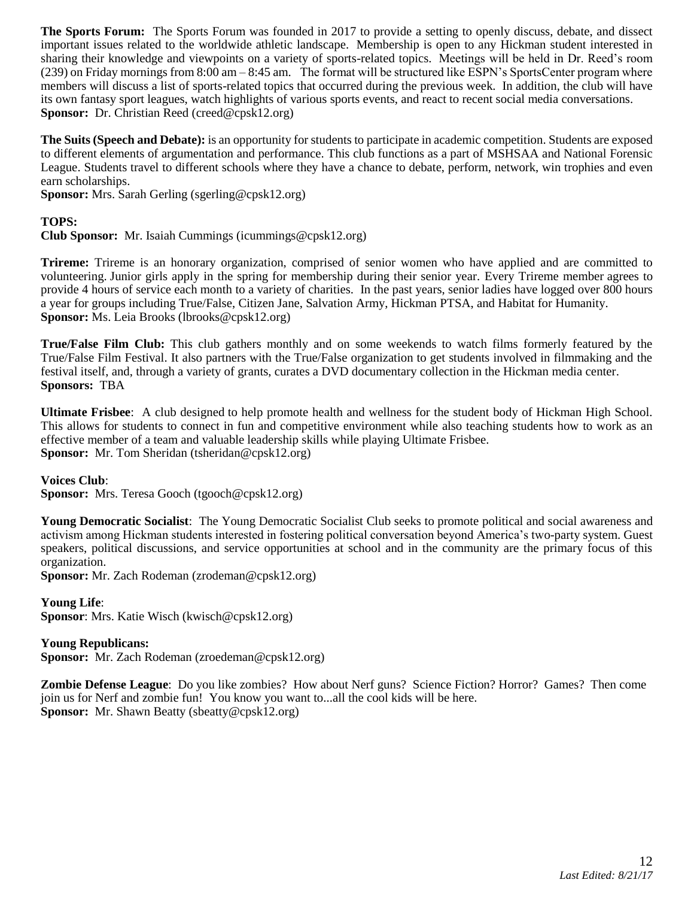**The Sports Forum:** The Sports Forum was founded in 2017 to provide a setting to openly discuss, debate, and dissect important issues related to the worldwide athletic landscape. Membership is open to any Hickman student interested in sharing their knowledge and viewpoints on a variety of sports-related topics. Meetings will be held in Dr. Reed's room (239) on Friday mornings from 8:00 am – 8:45 am. The format will be structured like ESPN's SportsCenter program where members will discuss a list of sports-related topics that occurred during the previous week. In addition, the club will have its own fantasy sport leagues, watch highlights of various sports events, and react to recent social media conversations.
**Sponsor:** Dr. Christian Reed (creed@cpsk12.org)

**The Suits (Speech and Debate):** is an opportunity for students to participate in academic competition. Students are exposed to different elements of argumentation and performance. This club functions as a part of MSHSAA and National Forensic League. Students travel to different schools where they have a chance to debate, perform, network, win trophies and even earn scholarships.
**Sponsor:** Mrs. Sarah Gerling (sgerling@cpsk12.org)

**TOPS:**
**Club Sponsor:** Mr. Isaiah Cummings (icummings@cpsk12.org)

**Trireme:** Trireme is an honorary organization, comprised of senior women who have applied and are committed to volunteering. Junior girls apply in the spring for membership during their senior year. Every Trireme member agrees to provide 4 hours of service each month to a variety of charities. In the past years, senior ladies have logged over 800 hours a year for groups including True/False, Citizen Jane, Salvation Army, Hickman PTSA, and Habitat for Humanity.
**Sponsor:** Ms. Leia Brooks (lbrooks@cpsk12.org)

**True/False Film Club:** This club gathers monthly and on some weekends to watch films formerly featured by the True/False Film Festival. It also partners with the True/False organization to get students involved in filmmaking and the festival itself, and, through a variety of grants, curates a DVD documentary collection in the Hickman media center.
**Sponsors:** TBA

**Ultimate Frisbee**: A club designed to help promote health and wellness for the student body of Hickman High School. This allows for students to connect in fun and competitive environment while also teaching students how to work as an effective member of a team and valuable leadership skills while playing Ultimate Frisbee.
**Sponsor:** Mr. Tom Sheridan (tsheridan@cpsk12.org)

**Voices Club**:
**Sponsor:** Mrs. Teresa Gooch (tgooch@cpsk12.org)

**Young Democratic Socialist**: The Young Democratic Socialist Club seeks to promote political and social awareness and activism among Hickman students interested in fostering political conversation beyond America's two-party system. Guest speakers, political discussions, and service opportunities at school and in the community are the primary focus of this organization.
**Sponsor:** Mr. Zach Rodeman (zrodeman@cpsk12.org)

**Young Life**:
**Sponsor**: Mrs. Katie Wisch (kwisch@cpsk12.org)

**Young Republicans:**
**Sponsor:** Mr. Zach Rodeman (zroedeman@cpsk12.org)

**Zombie Defense League**: Do you like zombies? How about Nerf guns? Science Fiction? Horror? Games? Then come join us for Nerf and zombie fun! You know you want to...all the cool kids will be here.
**Sponsor:** Mr. Shawn Beatty (sbeatty@cpsk12.org)

*Last Edited: 8/21/17*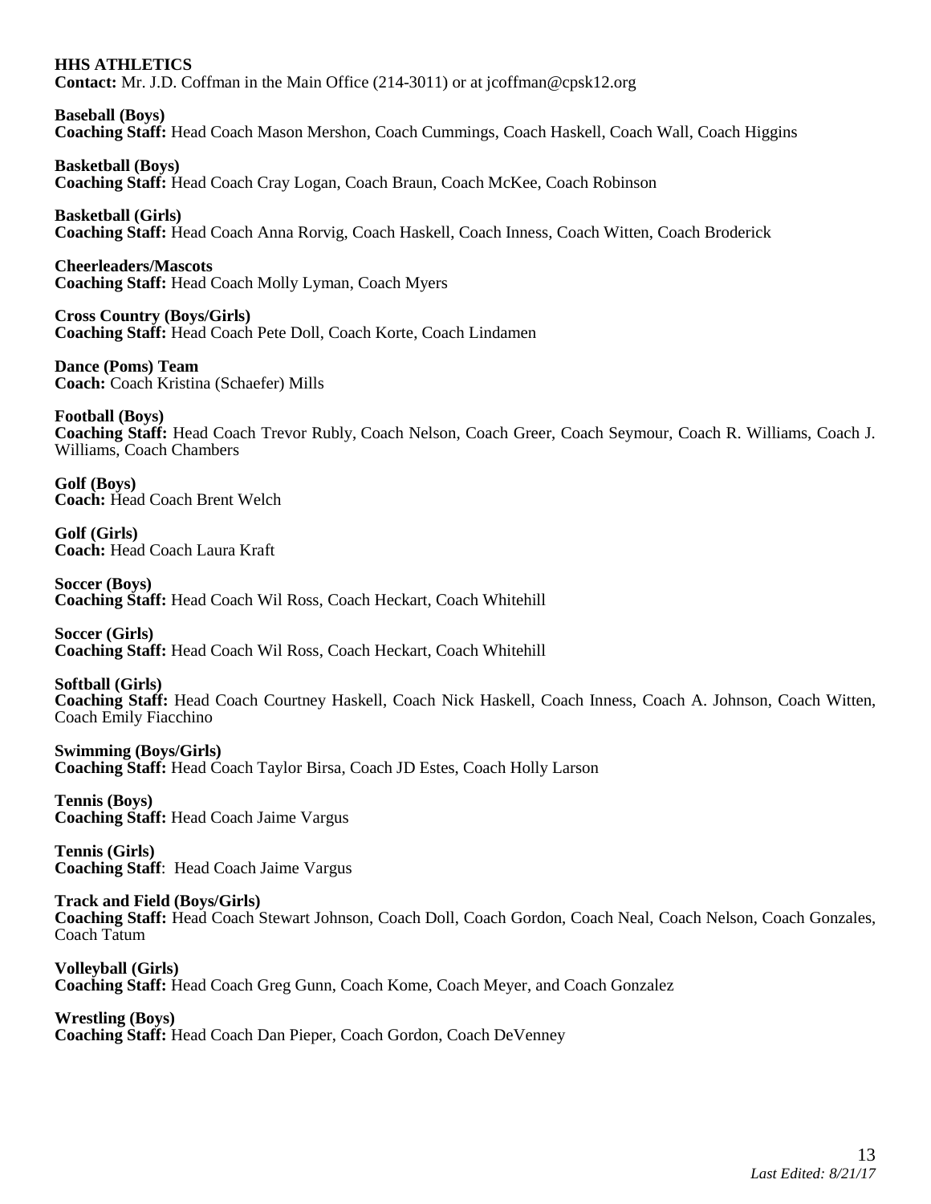**HHS ATHLETICS**
**Contact:** Mr. J.D. Coffman in the Main Office (214-3011) or at jcoffman@cpsk12.org

**Baseball (Boys)**
**Coaching Staff:** Head Coach Mason Mershon, Coach Cummings, Coach Haskell, Coach Wall, Coach Higgins

**Basketball (Boys)**
**Coaching Staff:** Head Coach Cray Logan, Coach Braun, Coach McKee, Coach Robinson

**Basketball (Girls)**
**Coaching Staff:** Head Coach Anna Rorvig, Coach Haskell, Coach Inness, Coach Witten, Coach Broderick

**Cheerleaders/Mascots**
**Coaching Staff:** Head Coach Molly Lyman, Coach Myers

**Cross Country (Boys/Girls)**
**Coaching Staff:** Head Coach Pete Doll, Coach Korte, Coach Lindamen

**Dance (Poms) Team**
**Coach:** Coach Kristina (Schaefer) Mills

**Football (Boys)**
**Coaching Staff:** Head Coach Trevor Rubly, Coach Nelson, Coach Greer, Coach Seymour, Coach R. Williams, Coach J. Williams, Coach Chambers

**Golf (Boys)**
**Coach:** Head Coach Brent Welch

**Golf (Girls)**
**Coach:** Head Coach Laura Kraft

**Soccer (Boys)**
**Coaching Staff:** Head Coach Wil Ross, Coach Heckart, Coach Whitehill

**Soccer (Girls)**
**Coaching Staff:** Head Coach Wil Ross, Coach Heckart, Coach Whitehill

**Softball (Girls)**
**Coaching Staff:** Head Coach Courtney Haskell, Coach Nick Haskell, Coach Inness, Coach A. Johnson, Coach Witten, Coach Emily Fiacchino

**Swimming (Boys/Girls)**
**Coaching Staff:** Head Coach Taylor Birsa, Coach JD Estes, Coach Holly Larson

**Tennis (Boys)**
**Coaching Staff:** Head Coach Jaime Vargus

**Tennis (Girls)**
**Coaching Staff**: Head Coach Jaime Vargus

**Track and Field (Boys/Girls)**
**Coaching Staff:** Head Coach Stewart Johnson, Coach Doll, Coach Gordon, Coach Neal, Coach Nelson, Coach Gonzales, Coach Tatum

**Volleyball (Girls)**
**Coaching Staff:** Head Coach Greg Gunn, Coach Kome, Coach Meyer, and Coach Gonzalez

**Wrestling (Boys)**
**Coaching Staff:** Head Coach Dan Pieper, Coach Gordon, Coach DeVenney

*Last Edited: 8/21/17*